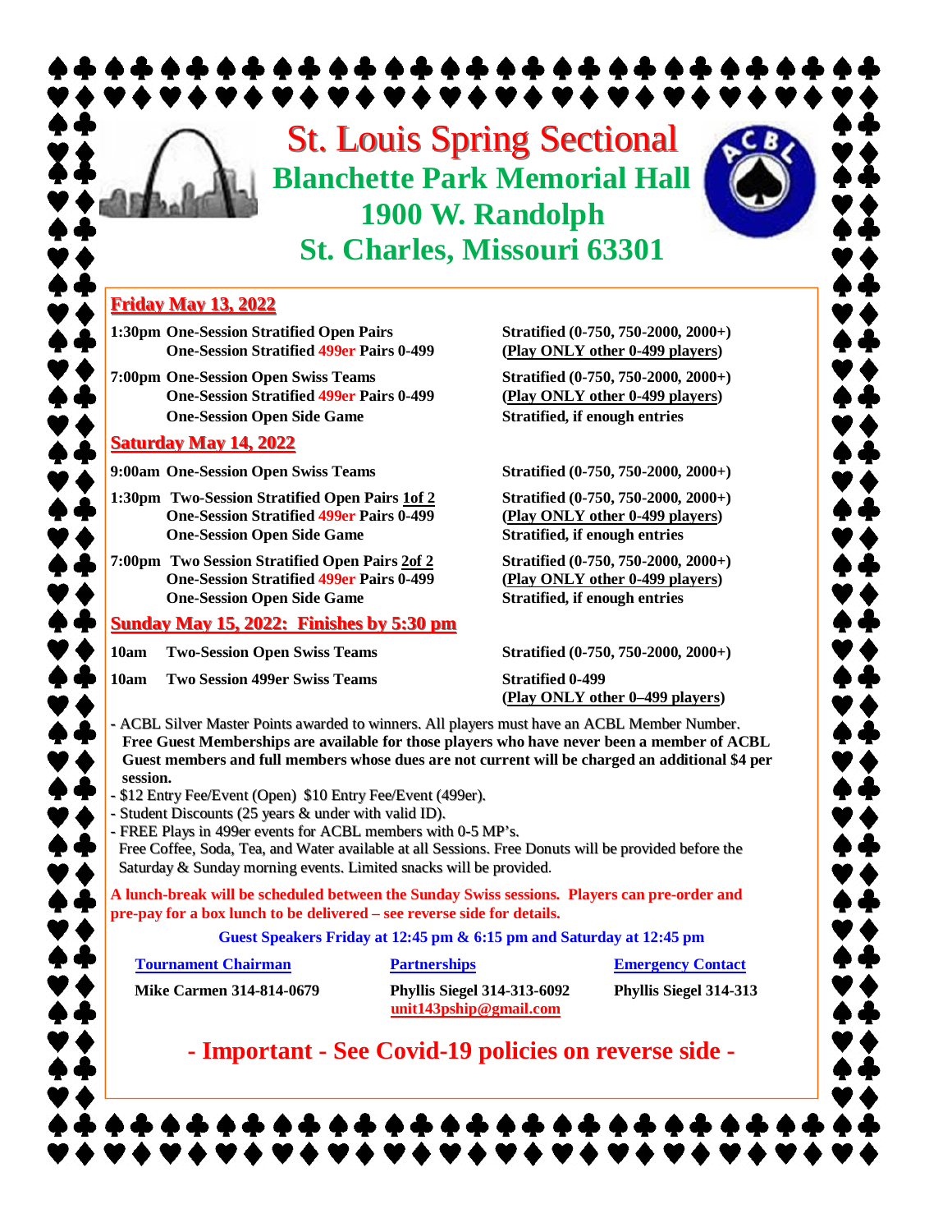# St. Louis Spring Sectional

## Blanchette Park Memorial Hall
## 1900 W. Randolph
## St. Charles, Missouri 63301

### Friday May 13, 2022

**1:30pm One-Session Stratified Open Pairs** — **Stratified (0-750, 750-2000, 2000+)**
**One-Session Stratified 499er Pairs 0-499** — **(Play ONLY other 0-499 players)**

**7:00pm One-Session Open Swiss Teams** — **Stratified (0-750, 750-2000, 2000+)**
**One-Session Stratified 499er Pairs 0-499** — **(Play ONLY other 0-499 players)**
**One-Session Open Side Game** — **Stratified, if enough entries**

### Saturday May 14, 2022

**9:00am One-Session Open Swiss Teams** — **Stratified (0-750, 750-2000, 2000+)**

**1:30pm Two-Session Stratified Open Pairs 1of 2** — **Stratified (0-750, 750-2000, 2000+)**
**One-Session Stratified 499er Pairs 0-499** — **(Play ONLY other 0-499 players)**
**One-Session Open Side Game** — **Stratified, if enough entries**

**7:00pm Two Session Stratified Open Pairs 2of 2** — **Stratified (0-750, 750-2000, 2000+)**
**One-Session Stratified 499er Pairs 0-499** — **(Play ONLY other 0-499 players)**
**One-Session Open Side Game** — **Stratified, if enough entries**

### Sunday May 15, 2022: Finishes by 5:30 pm

**10am Two-Session Open Swiss Teams** — **Stratified (0-750, 750-2000, 2000+)**

**10am Two Session 499er Swiss Teams** — **Stratified 0-499**
**(Play ONLY other 0–499 players)**

- ACBL Silver Master Points awarded to winners. All players must have an ACBL Member Number. **Free Guest Memberships are available for those players who have never been a member of ACBL Guest members and full members whose dues are not current will be charged an additional $4 per session.**
- $12 Entry Fee/Event (Open) $10 Entry Fee/Event (499er).
- Student Discounts (25 years & under with valid ID).
- FREE Plays in 499er events for ACBL members with 0-5 MP's.
  Free Coffee, Soda, Tea, and Water available at all Sessions. Free Donuts will be provided before the Saturday & Sunday morning events. Limited snacks will be provided.

**A lunch-break will be scheduled between the Sunday Swiss sessions. Players can pre-order and pre-pay for a box lunch to be delivered – see reverse side for details.**

**Guest Speakers Friday at 12:45 pm & 6:15 pm and Saturday at 12:45 pm**

| Tournament Chairman | Partnerships | Emergency Contact |
|---|---|---|
| Mike Carmen 314-814-0679 | Phyllis Siegel 314-313-6092 unit143pship@gmail.com | Phyllis Siegel 314-313 |

## - Important - See Covid-19 policies on reverse side -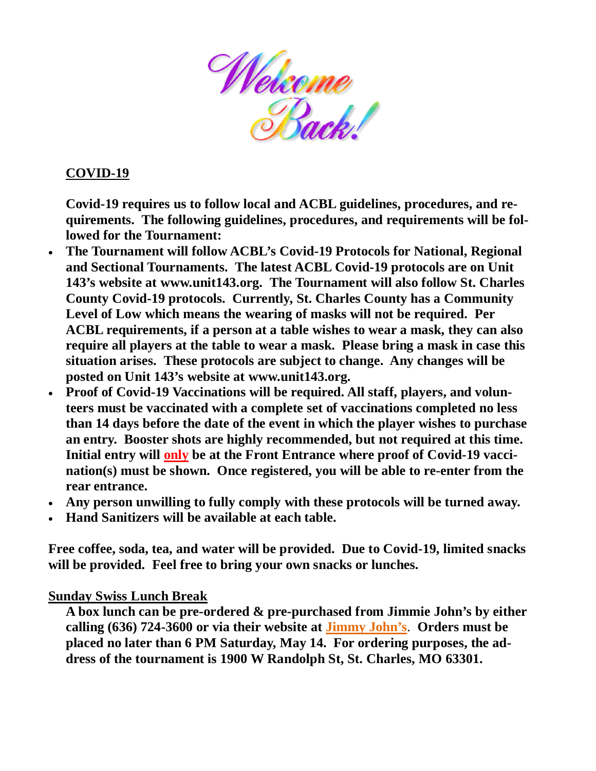Welcome Back!

## COVID-19

**Covid-19 requires us to follow local and ACBL guidelines, procedures, and requirements. The following guidelines, procedures, and requirements will be followed for the Tournament:**

- **The Tournament will follow ACBL's Covid-19 Protocols for National, Regional and Sectional Tournaments. The latest ACBL Covid-19 protocols are on Unit 143's website at www.unit143.org. The Tournament will also follow St. Charles County Covid-19 protocols. Currently, St. Charles County has a Community Level of Low which means the wearing of masks will not be required. Per ACBL requirements, if a person at a table wishes to wear a mask, they can also require all players at the table to wear a mask. Please bring a mask in case this situation arises. These protocols are subject to change. Any changes will be posted on Unit 143's website at www.unit143.org.**
- **Proof of Covid-19 Vaccinations will be required. All staff, players, and volunteers must be vaccinated with a complete set of vaccinations completed no less than 14 days before the date of the event in which the player wishes to purchase an entry. Booster shots are highly recommended, but not required at this time. Initial entry will only be at the Front Entrance where proof of Covid-19 vaccination(s) must be shown. Once registered, you will be able to re-enter from the rear entrance.**
- **Any person unwilling to fully comply with these protocols will be turned away.**
- **Hand Sanitizers will be available at each table.**

**Free coffee, soda, tea, and water will be provided. Due to Covid-19, limited snacks will be provided. Feel free to bring your own snacks or lunches.**

## Sunday Swiss Lunch Break

**A box lunch can be pre-ordered & pre-purchased from Jimmie John's by either calling (636) 724-3600 or via their website at Jimmy John's. Orders must be placed no later than 6 PM Saturday, May 14. For ordering purposes, the address of the tournament is 1900 W Randolph St, St. Charles, MO 63301.**